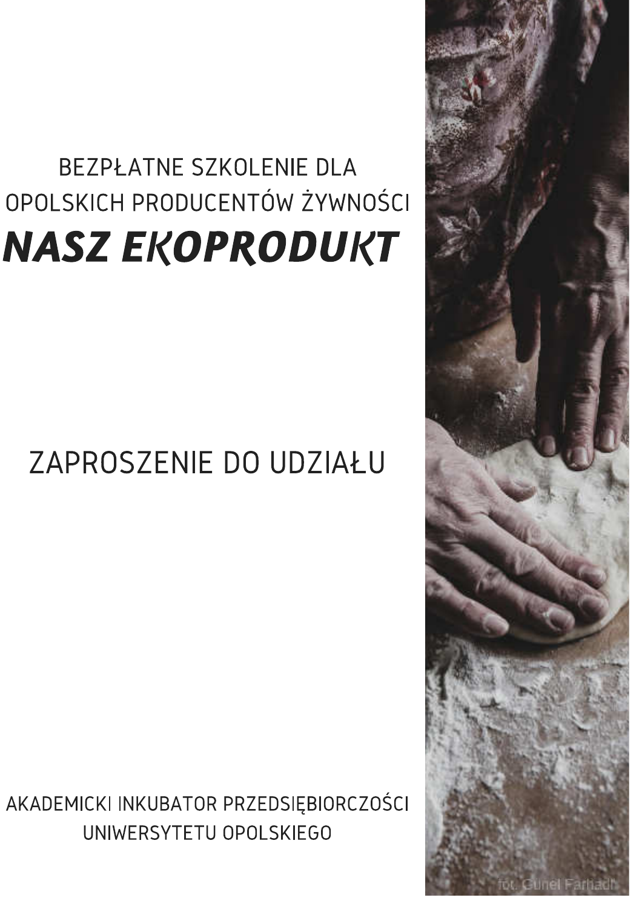BEZPŁATNE SZKOLENIE DLA
OPOLSKICH PRODUCENTÓW ŻYWNOŚCI

# *NASZ EKOPRODUKT*

## ZAPROSZENIE DO UDZIAŁU

AKADEMICKI INKUBATOR PRZEDSIĘBIORCZOŚCI
UNIWERSYTETU OPOLSKIEGO

fot. Gunel Farhadi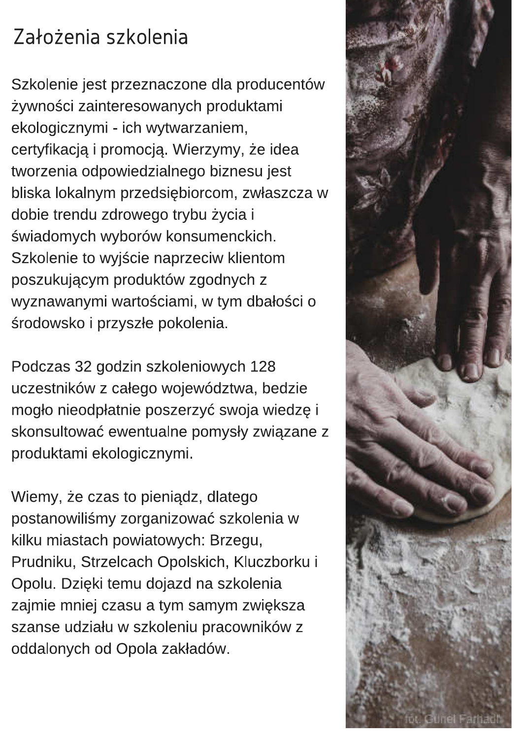# Założenia szkolenia

Szkolenie jest przeznaczone dla producentów żywności zainteresowanych produktami ekologicznymi - ich wytwarzaniem, certyfikacją i promocją. Wierzymy, że idea tworzenia odpowiedzialnego biznesu jest bliska lokalnym przedsiębiorcom, zwłaszcza w dobie trendu zdrowego trybu życia i świadomych wyborów konsumenckich. Szkolenie to wyjście naprzeciw klientom poszukującym produktów zgodnych z wyznawanymi wartościami, w tym dbałości o środowisko i przyszłe pokolenia.

Podczas 32 godzin szkoleniowych 128 uczestników z całego województwa, bedzie mogło nieodpłatnie poszerzyć swoja wiedzę i skonsultować ewentualne pomysły związane z produktami ekologicznymi.

Wiemy, że czas to pieniądz, dlatego postanowiliśmy zorganizować szkolenia w kilku miastach powiatowych: Brzegu, Prudniku, Strzelcach Opolskich, Kluczborku i Opolu. Dzięki temu dojazd na szkolenia zajmie mniej czasu a tym samym zwiększa szanse udziału w szkoleniu pracowników z oddalonych od Opola zakładów.

fot. Gunel Farhadi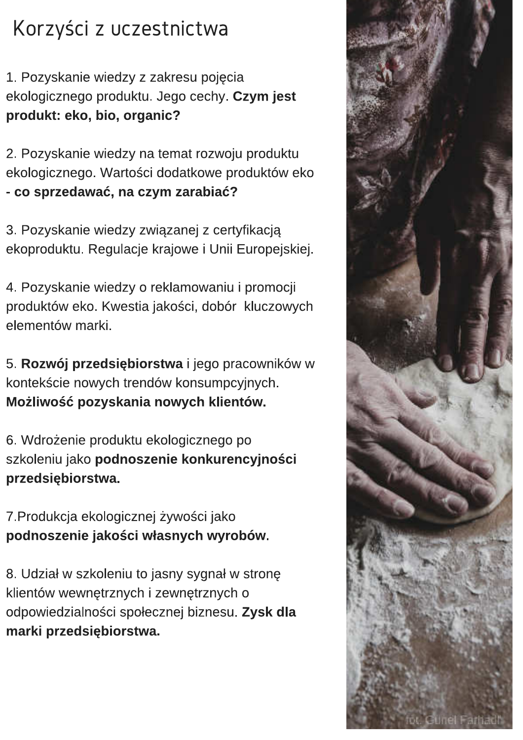# Korzyści z uczestnictwa

1. Pozyskanie wiedzy z zakresu pojęcia ekologicznego produktu. Jego cechy. **Czym jest produkt: eko, bio, organic?**

2. Pozyskanie wiedzy na temat rozwoju produktu ekologicznego. Wartości dodatkowe produktów eko **- co sprzedawać, na czym zarabiać?**

3. Pozyskanie wiedzy związanej z certyfikacją ekoproduktu. Regulacje krajowe i Unii Europejskiej.

4. Pozyskanie wiedzy o reklamowaniu i promocji produktów eko. Kwestia jakości, dobór kluczowych elementów marki.

5. **Rozwój przedsiębiorstwa** i jego pracowników w kontekście nowych trendów konsumpcyjnych. **Możliwość pozyskania nowych klientów.**

6. Wdrożenie produktu ekologicznego po szkoleniu jako **podnoszenie konkurencyjności przedsiębiorstwa.**

7. Produkcja ekologicznej żywości jako **podnoszenie jakości własnych wyrobów**.

8. Udział w szkoleniu to jasny sygnał w stronę klientów wewnętrznych i zewnętrznych o odpowiedzialności społecznej biznesu. **Zysk dla marki przedsiębiorstwa.**

fot. Gunel Farhadi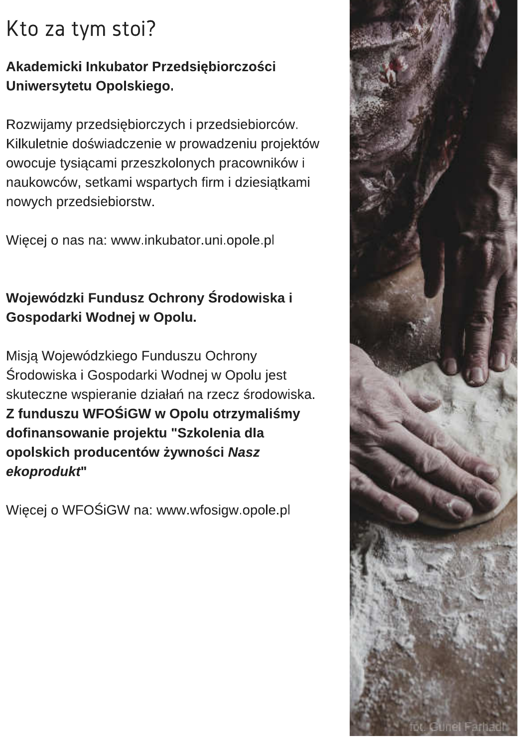# Kto za tym stoi?

**Akademicki Inkubator Przedsiębiorczości Uniwersytetu Opolskiego.**

Rozwijamy przedsiębiorczych i przedsiebiorców. Kilkuletnie doświadczenie w prowadzeniu projektów owocuje tysiącami przeszkolonych pracowników i naukowców, setkami wspartych firm i dziesiątkami nowych przedsiebiorstw.

Więcej o nas na: www.inkubator.uni.opole.pl

**Wojewódzki Fundusz Ochrony Środowiska i Gospodarki Wodnej w Opolu.**

Misją Wojewódzkiego Funduszu Ochrony Środowiska i Gospodarki Wodnej w Opolu jest skuteczne wspieranie działań na rzecz środowiska. **Z funduszu WFOŚiGW w Opolu otrzymaliśmy dofinansowanie projektu "Szkolenia dla opolskich producentów żywności *Nasz ekoprodukt*"**

Więcej o WFOŚiGW na: www.wfosigw.opole.pl

fot. Gunel Farhadi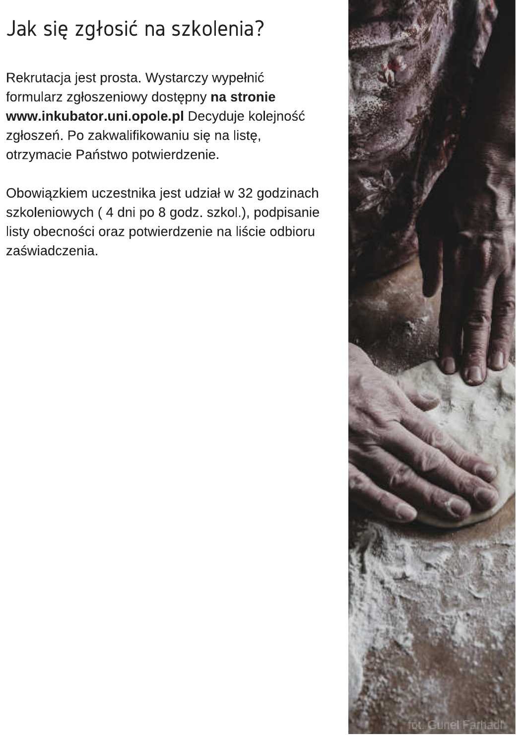# Jak się zgłosić na szkolenia?

Rekrutacja jest prosta. Wystarczy wypełnić formularz zgłoszeniowy dostępny **na stronie www.inkubator.uni.opole.pl** Decyduje kolejność zgłoszeń. Po zakwalifikowaniu się na listę, otrzymacie Państwo potwierdzenie.

Obowiązkiem uczestnika jest udział w 32 godzinach szkoleniowych ( 4 dni po 8 godz. szkol.), podpisanie listy obecności oraz potwierdzenie na liście odbioru zaświadczenia.

fot. Gunel Farhadi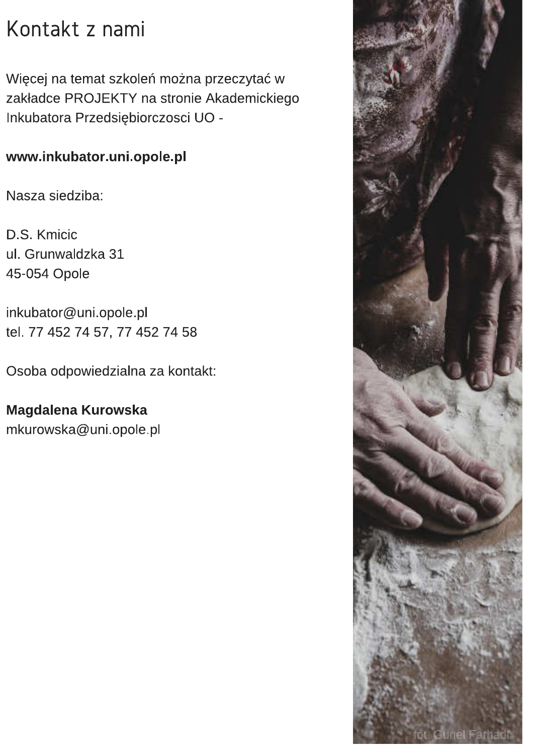# Kontakt z nami

Więcej na temat szkoleń można przeczytać w zakładce PROJEKTY na stronie Akademickiego Inkubatora Przedsiębiorczosci UO -

**www.inkubator.uni.opole.pl**

Nasza siedziba:

D.S. Kmicic
ul. Grunwaldzka 31
45-054 Opole

inkubator@uni.opole.pl
tel. 77 452 74 57, 77 452 74 58

Osoba odpowiedzialna za kontakt:

**Magdalena Kurowska**
mkurowska@uni.opole.pl

fot. Gunel Farhadi